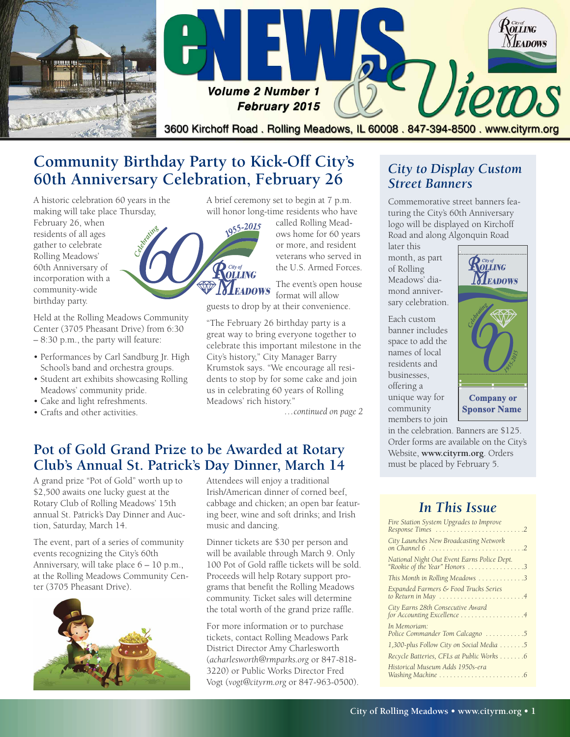# eNEWS & Views

**Volume 2 Number 1**
**February 2015**

3600 Kirchoff Road . Rolling Meadows, IL 60008 . 847-394-8500 . www.cityrm.org

## Community Birthday Party to Kick-Off City's 60th Anniversary Celebration, February 26

A historic celebration 60 years in the making will take place Thursday, February 26, when residents of all ages gather to celebrate Rolling Meadows' 60th Anniversary of incorporation with a community-wide birthday party.

Held at the Rolling Meadows Community Center (3705 Pheasant Drive) from 6:30 – 8:30 p.m., the party will feature:

- Performances by Carl Sandburg Jr. High School's band and orchestra groups.
- Student art exhibits showcasing Rolling Meadows' community pride.
- Cake and light refreshments.
- Crafts and other activities.

A brief ceremony set to begin at 7 p.m. will honor long-time residents who have called Rolling Meadows home for 60 years or more, and resident veterans who served in the U.S. Armed Forces.

The event's open house format will allow guests to drop by at their convenience.

"The February 26 birthday party is a great way to bring everyone together to celebrate this important milestone in the City's history," City Manager Barry Krumstok says. "We encourage all residents to stop by for some cake and join us in celebrating 60 years of Rolling Meadows' rich history."

*…continued on page 2*

## Pot of Gold Grand Prize to be Awarded at Rotary Club's Annual St. Patrick's Day Dinner, March 14

A grand prize "Pot of Gold" worth up to $2,500 awaits one lucky guest at the Rotary Club of Rolling Meadows' 15th annual St. Patrick's Day Dinner and Auction, Saturday, March 14.

The event, part of a series of community events recognizing the City's 60th Anniversary, will take place 6 – 10 p.m., at the Rolling Meadows Community Center (3705 Pheasant Drive).

Attendees will enjoy a traditional Irish/American dinner of corned beef, cabbage and chicken; an open bar featuring beer, wine and soft drinks; and Irish music and dancing.

Dinner tickets are $30 per person and will be available through March 9. Only 100 Pot of Gold raffle tickets will be sold. Proceeds will help Rotary support programs that benefit the Rolling Meadows community. Ticket sales will determine the total worth of the grand prize raffle.

For more information or to purchase tickets, contact Rolling Meadows Park District Director Amy Charlesworth (*acharlesworth@rmparks.org* or 847-818-3220) or Public Works Director Fred Vogt (*vogt@cityrm.org* or 847-963-0500).

## *City to Display Custom Street Banners*

Commemorative street banners featuring the City's 60th Anniversary logo will be displayed on Kirchoff Road and along Algonquin Road later this month, as part of Rolling Meadows' diamond anniversary celebration.

Each custom banner includes space to add the names of local residents and businesses, offering a unique way for community members to join in the celebration. Banners are $125. Order forms are available on the City's Website, **www.cityrm.org**. Orders must be placed by February 5.

## *In This Issue*

- *Fire Station System Upgrades to Improve Response Times* .......... 2
- *City Launches New Broadcasting Network on Channel 6* .......... 2
- *National Night Out Event Earns Police Dept. "Rookie of the Year" Honors* .......... 3
- *This Month in Rolling Meadows* .......... 3
- *Expanded Farmers & Food Trucks Series to Return in May* .......... 4
- *City Earns 28th Consecutive Award for Accounting Excellence* .......... 4
- *In Memoriam: Police Commander Tom Calcagno* .......... 5
- *1,300-plus Follow City on Social Media* .......... 5
- *Recycle Batteries, CFLs at Public Works* .......... 6
- *Historical Museum Adds 1950s-era Washing Machine* .......... 6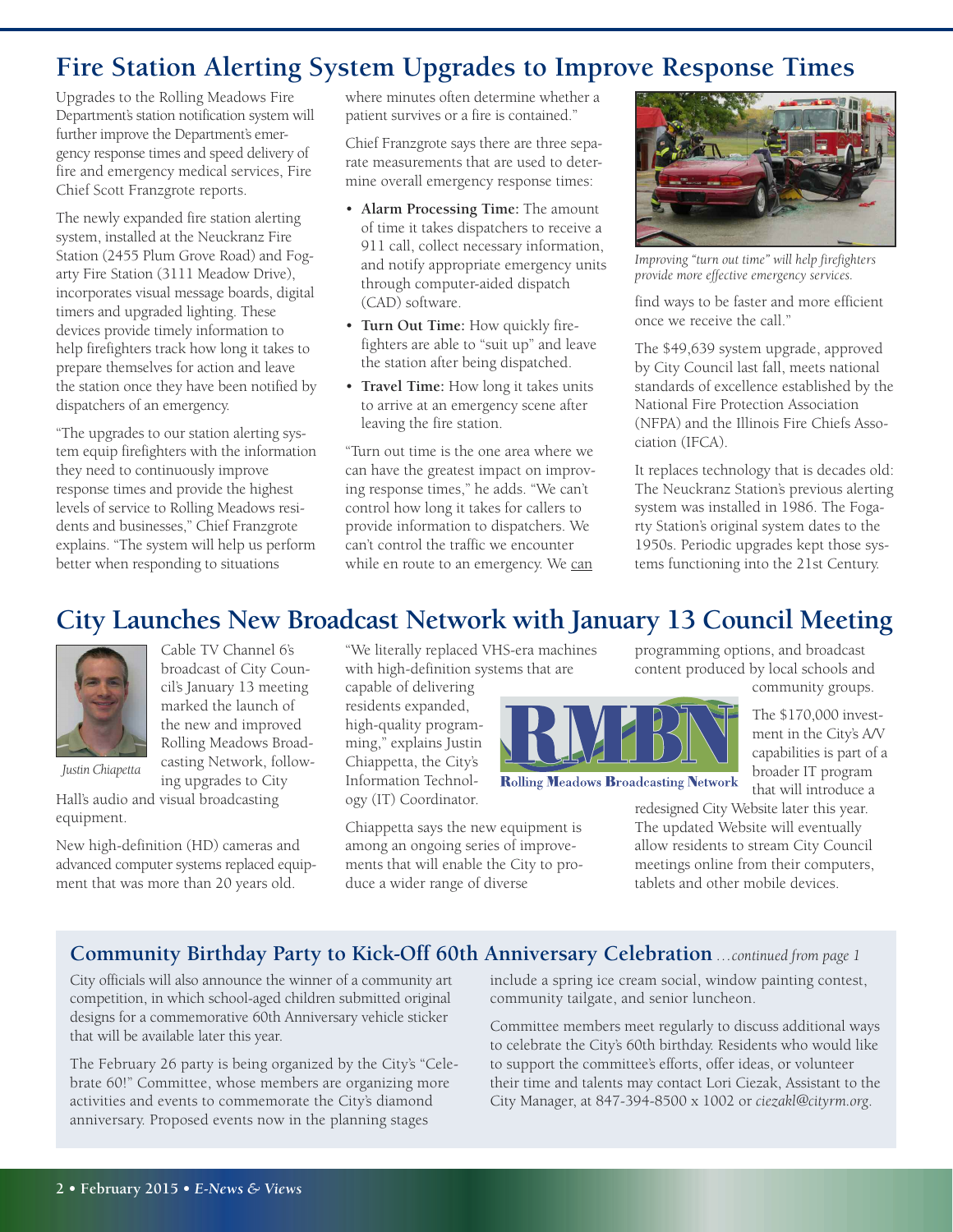## Fire Station Alerting System Upgrades to Improve Response Times

Upgrades to the Rolling Meadows Fire Department's station notification system will further improve the Department's emergency response times and speed delivery of fire and emergency medical services, Fire Chief Scott Franzgrote reports.

The newly expanded fire station alerting system, installed at the Neuckranz Fire Station (2455 Plum Grove Road) and Fogarty Fire Station (3111 Meadow Drive), incorporates visual message boards, digital timers and upgraded lighting. These devices provide timely information to help firefighters track how long it takes to prepare themselves for action and leave the station once they have been notified by dispatchers of an emergency.

"The upgrades to our station alerting system equip firefighters with the information they need to continuously improve response times and provide the highest levels of service to Rolling Meadows residents and businesses," Chief Franzgrote explains. "The system will help us perform better when responding to situations where minutes often determine whether a patient survives or a fire is contained."

Chief Franzgrote says there are three separate measurements that are used to determine overall emergency response times:

- **Alarm Processing Time:** The amount of time it takes dispatchers to receive a 911 call, collect necessary information, and notify appropriate emergency units through computer-aided dispatch (CAD) software.
- **Turn Out Time:** How quickly firefighters are able to "suit up" and leave the station after being dispatched.
- **Travel Time:** How long it takes units to arrive at an emergency scene after leaving the fire station.

"Turn out time is the one area where we can have the greatest impact on improving response times," he adds. "We can't control how long it takes for callers to provide information to dispatchers. We can't control the traffic we encounter while en route to an emergency. We can find ways to be faster and more efficient once we receive the call."

*Improving "turn out time" will help firefighters provide more effective emergency services.*

The $49,639 system upgrade, approved by City Council last fall, meets national standards of excellence established by the National Fire Protection Association (NFPA) and the Illinois Fire Chiefs Association (IFCA).

It replaces technology that is decades old: The Neuckranz Station's previous alerting system was installed in 1986. The Fogarty Station's original system dates to the 1950s. Periodic upgrades kept those systems functioning into the 21st Century.

## City Launches New Broadcast Network with January 13 Council Meeting

*Justin Chiapetta*

Cable TV Channel 6's broadcast of City Council's January 13 meeting marked the launch of the new and improved Rolling Meadows Broadcasting Network, following upgrades to City Hall's audio and visual broadcasting equipment.

New high-definition (HD) cameras and advanced computer systems replaced equipment that was more than 20 years old.

"We literally replaced VHS-era machines with high-definition systems that are capable of delivering residents expanded, high-quality programming," explains Justin Chiappetta, the City's Information Technology (IT) Coordinator.

RMBN
Rolling Meadows Broadcasting Network

Chiappetta says the new equipment is among an ongoing series of improvements that will enable the City to produce a wider range of diverse programming options, and broadcast content produced by local schools and community groups.

The $170,000 investment in the City's A/V capabilities is part of a broader IT program that will introduce a redesigned City Website later this year. The updated Website will eventually allow residents to stream City Council meetings online from their computers, tablets and other mobile devices.

### Community Birthday Party to Kick-Off 60th Anniversary Celebration *...continued from page 1*

City officials will also announce the winner of a community art competition, in which school-aged children submitted original designs for a commemorative 60th Anniversary vehicle sticker that will be available later this year.

The February 26 party is being organized by the City's "Celebrate 60!" Committee, whose members are organizing more activities and events to commemorate the City's diamond anniversary. Proposed events now in the planning stages include a spring ice cream social, window painting contest, community tailgate, and senior luncheon.

Committee members meet regularly to discuss additional ways to celebrate the City's 60th birthday. Residents who would like to support the committee's efforts, offer ideas, or volunteer their time and talents may contact Lori Ciezak, Assistant to the City Manager, at 847-394-8500 x 1002 or *ciezakl@cityrm.org*.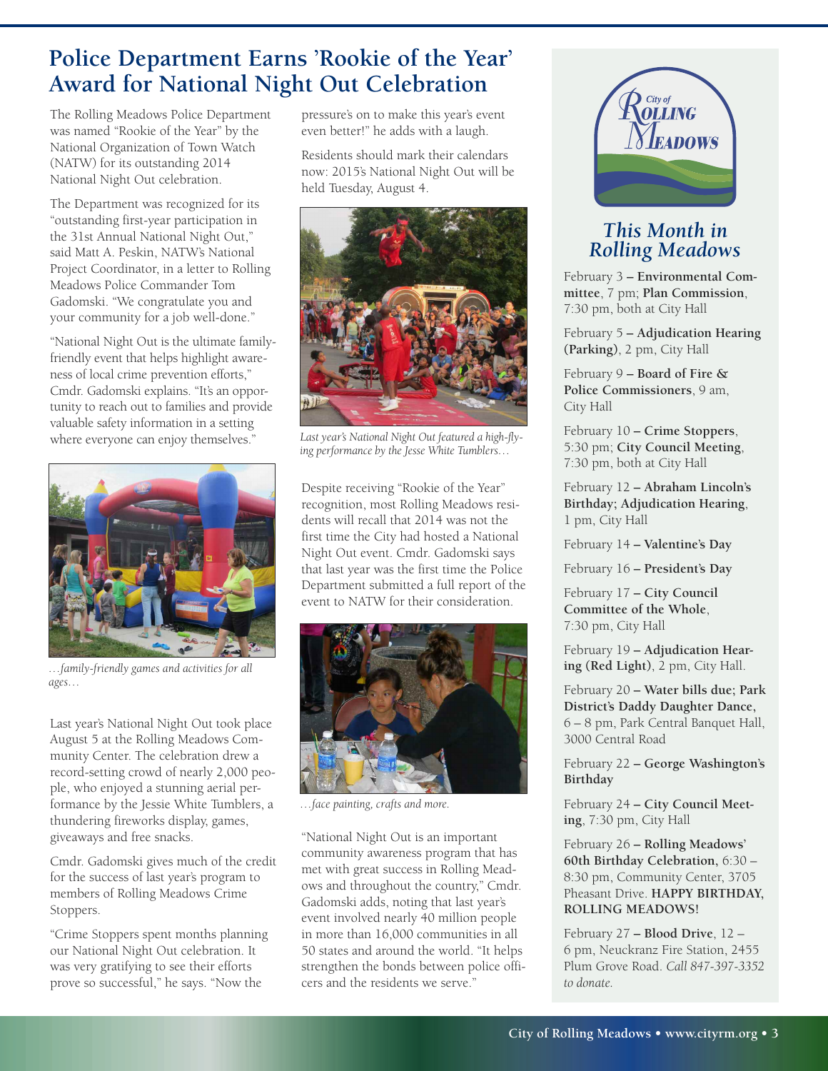# Police Department Earns 'Rookie of the Year' Award for National Night Out Celebration

The Rolling Meadows Police Department was named "Rookie of the Year" by the National Organization of Town Watch (NATW) for its outstanding 2014 National Night Out celebration.

The Department was recognized for its "outstanding first-year participation in the 31st Annual National Night Out," said Matt A. Peskin, NATW's National Project Coordinator, in a letter to Rolling Meadows Police Commander Tom Gadomski. "We congratulate you and your community for a job well-done."

"National Night Out is the ultimate family-friendly event that helps highlight awareness of local crime prevention efforts," Cmdr. Gadomski explains. "It's an opportunity to reach out to families and provide valuable safety information in a setting where everyone can enjoy themselves."

*…family-friendly games and activities for all ages…*

Last year's National Night Out took place August 5 at the Rolling Meadows Community Center. The celebration drew a record-setting crowd of nearly 2,000 people, who enjoyed a stunning aerial performance by the Jessie White Tumblers, a thundering fireworks display, games, giveaways and free snacks.

Cmdr. Gadomski gives much of the credit for the success of last year's program to members of Rolling Meadows Crime Stoppers.

"Crime Stoppers spent months planning our National Night Out celebration. It was very gratifying to see their efforts prove so successful," he says. "Now the pressure's on to make this year's event even better!" he adds with a laugh.

Residents should mark their calendars now: 2015's National Night Out will be held Tuesday, August 4.

*Last year's National Night Out featured a high-flying performance by the Jesse White Tumblers…*

Despite receiving "Rookie of the Year" recognition, most Rolling Meadows residents will recall that 2014 was not the first time the City had hosted a National Night Out event. Cmdr. Gadomski says that last year was the first time the Police Department submitted a full report of the event to NATW for their consideration.

*…face painting, crafts and more.*

"National Night Out is an important community awareness program that has met with great success in Rolling Meadows and throughout the country," Cmdr. Gadomski adds, noting that last year's event involved nearly 40 million people in more than 16,000 communities in all 50 states and around the world. "It helps strengthen the bonds between police officers and the residents we serve."

## This Month in Rolling Meadows

February 3 – **Environmental Committee**, 7 pm; **Plan Commission**, 7:30 pm, both at City Hall

February 5 – **Adjudication Hearing (Parking)**, 2 pm, City Hall

February 9 – **Board of Fire & Police Commissioners**, 9 am, City Hall

February 10 – **Crime Stoppers**, 5:30 pm; **City Council Meeting**, 7:30 pm, both at City Hall

February 12 – **Abraham Lincoln's Birthday; Adjudication Hearing**, 1 pm, City Hall

February 14 – **Valentine's Day**

February 16 – **President's Day**

February 17 – **City Council Committee of the Whole**, 7:30 pm, City Hall

February 19 – **Adjudication Hearing (Red Light)**, 2 pm, City Hall.

February 20 – **Water bills due; Park District's Daddy Daughter Dance**, 6 – 8 pm, Park Central Banquet Hall, 3000 Central Road

February 22 – **George Washington's Birthday**

February 24 – **City Council Meeting**, 7:30 pm, City Hall

February 26 – **Rolling Meadows' 60th Birthday Celebration**, 6:30 – 8:30 pm, Community Center, 3705 Pheasant Drive. **HAPPY BIRTHDAY, ROLLING MEADOWS!**

February 27 – **Blood Drive**, 12 – 6 pm, Neuckranz Fire Station, 2455 Plum Grove Road. *Call 847-397-3352 to donate.*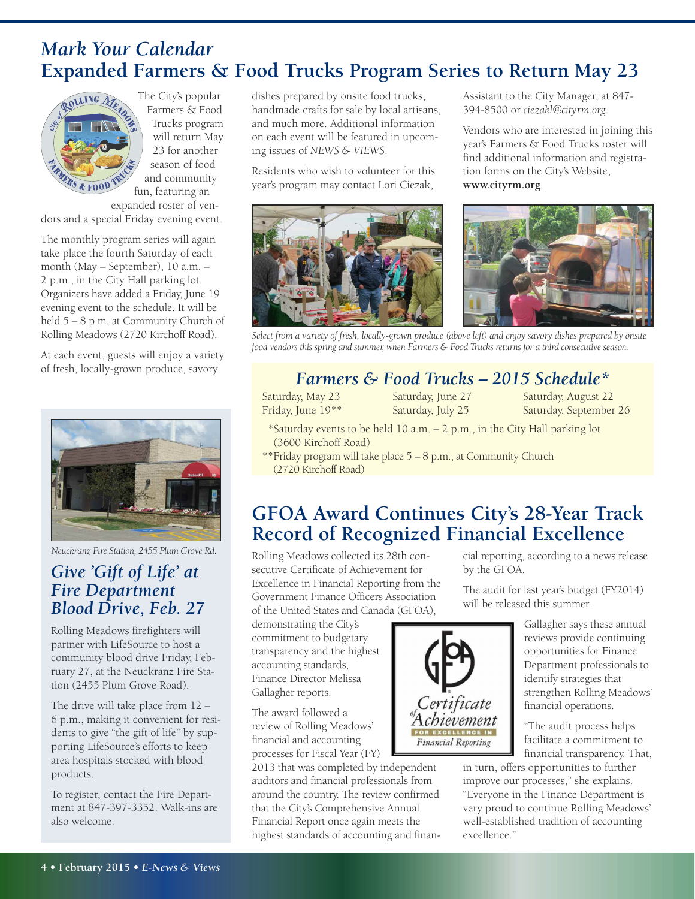## *Mark Your Calendar*
# Expanded Farmers & Food Trucks Program Series to Return May 23

The City's popular Farmers & Food Trucks program will return May 23 for another season of food and community fun, featuring an expanded roster of vendors and a special Friday evening event.

The monthly program series will again take place the fourth Saturday of each month (May – September), 10 a.m. – 2 p.m., in the City Hall parking lot. Organizers have added a Friday, June 19 evening event to the schedule. It will be held 5 – 8 p.m. at Community Church of Rolling Meadows (2720 Kirchoff Road).

At each event, guests will enjoy a variety of fresh, locally-grown produce, savory dishes prepared by onsite food trucks, handmade crafts for sale by local artisans, and much more. Additional information on each event will be featured in upcoming issues of *NEWS & VIEWS*.

Residents who wish to volunteer for this year's program may contact Lori Ciezak, Assistant to the City Manager, at 847-394-8500 or *ciezakl@cityrm.org*.

Vendors who are interested in joining this year's Farmers & Food Trucks roster will find additional information and registration forms on the City's Website, **www.cityrm.org**.

*Select from a variety of fresh, locally-grown produce (above left) and enjoy savory dishes prepared by onsite food vendors this spring and summer, when Farmers & Food Trucks returns for a third consecutive season.*

### *Farmers & Food Trucks – 2015 Schedule**

| | | |
|---|---|---|
| Saturday, May 23 | Saturday, June 27 | Saturday, August 22 |
| Friday, June 19** | Saturday, July 25 | Saturday, September 26 |

*Saturday events to be held 10 a.m. – 2 p.m., in the City Hall parking lot (3600 Kirchoff Road)

**Friday program will take place 5 – 8 p.m., at Community Church (2720 Kirchoff Road)

*Neuckranz Fire Station, 2455 Plum Grove Rd.*

## *Give 'Gift of Life' at Fire Department Blood Drive, Feb. 27*

Rolling Meadows firefighters will partner with LifeSource to host a community blood drive Friday, February 27, at the Neuckranz Fire Station (2455 Plum Grove Road).

The drive will take place from 12 – 6 p.m., making it convenient for residents to give "the gift of life" by supporting LifeSource's efforts to keep area hospitals stocked with blood products.

To register, contact the Fire Department at 847-397-3352. Walk-ins are also welcome.

# GFOA Award Continues City's 28-Year Track Record of Recognized Financial Excellence

Rolling Meadows collected its 28th consecutive Certificate of Achievement for Excellence in Financial Reporting from the Government Finance Officers Association of the United States and Canada (GFOA), demonstrating the City's commitment to budgetary transparency and the highest accounting standards, Finance Director Melissa Gallagher reports.

The award followed a review of Rolling Meadows' financial and accounting processes for Fiscal Year (FY) 2013 that was completed by independent auditors and financial professionals from around the country. The review confirmed that the City's Comprehensive Annual Financial Report once again meets the highest standards of accounting and financial reporting, according to a news release by the GFOA.

The audit for last year's budget (FY2014) will be released this summer.

Gallagher says these annual reviews provide continuing opportunities for Finance Department professionals to identify strategies that strengthen Rolling Meadows' financial operations.

"The audit process helps facilitate a commitment to financial transparency. That, in turn, offers opportunities to further improve our processes," she explains. "Everyone in the Finance Department is very proud to continue Rolling Meadows' well-established tradition of accounting excellence."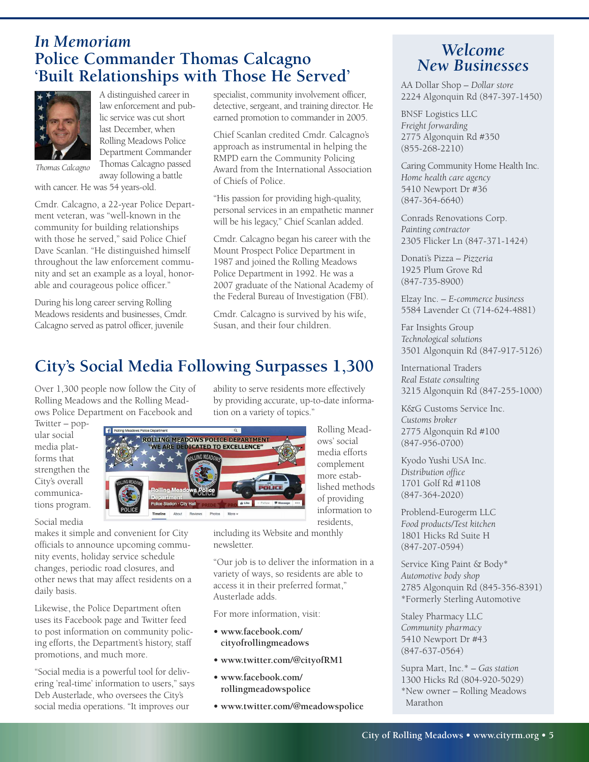## *In Memoriam*
## Police Commander Thomas Calcagno 'Built Relationships with Those He Served'

*Thomas Calcagno*

A distinguished career in law enforcement and public service was cut short last December, when Rolling Meadows Police Department Commander Thomas Calcagno passed away following a battle with cancer. He was 54 years-old.

Cmdr. Calcagno, a 22-year Police Department veteran, was "well-known in the community for building relationships with those he served," said Police Chief Dave Scanlan. "He distinguished himself throughout the law enforcement community and set an example as a loyal, honorable and courageous police officer."

During his long career serving Rolling Meadows residents and businesses, Cmdr. Calcagno served as patrol officer, juvenile specialist, community involvement officer, detective, sergeant, and training director. He earned promotion to commander in 2005.

Chief Scanlan credited Cmdr. Calcagno's approach as instrumental in helping the RMPD earn the Community Policing Award from the International Association of Chiefs of Police.

"His passion for providing high-quality, personal services in an empathetic manner will be his legacy," Chief Scanlan added.

Cmdr. Calcagno began his career with the Mount Prospect Police Department in 1987 and joined the Rolling Meadows Police Department in 1992. He was a 2007 graduate of the National Academy of the Federal Bureau of Investigation (FBI).

Cmdr. Calcagno is survived by his wife, Susan, and their four children.

## City's Social Media Following Surpasses 1,300

Over 1,300 people now follow the City of Rolling Meadows and the Rolling Meadows Police Department on Facebook and Twitter – popular social media platforms that strengthen the City's overall communications program.

Social media makes it simple and convenient for City officials to announce upcoming community events, holiday service schedule changes, periodic road closures, and other news that may affect residents on a daily basis.

Likewise, the Police Department often uses its Facebook page and Twitter feed to post information on community policing efforts, the Department's history, staff promotions, and much more.

"Social media is a powerful tool for delivering 'real-time' information to users," says Deb Austerlade, who oversees the City's social media operations. "It improves our ability to serve residents more effectively by providing accurate, up-to-date information on a variety of topics."

Rolling Meadows' social media efforts complement more established methods of providing information to residents, including its Website and monthly newsletter.

"Our job is to deliver the information in a variety of ways, so residents are able to access it in their preferred format," Austerlade adds.

For more information, visit:

- **www.facebook.com/cityofrollingmeadows**
- **www.twitter.com/@cityofRM1**
- **www.facebook.com/rollingmeadowspolice**
- **www.twitter.com/@meadowspolice**

## *Welcome New Businesses*

AA Dollar Shop – *Dollar store*
2224 Algonquin Rd (847-397-1450)

BNSF Logistics LLC
*Freight forwarding*
2775 Algonquin Rd #350
(855-268-2210)

Caring Community Home Health Inc.
*Home health care agency*
5410 Newport Dr #36
(847-364-6640)

Conrads Renovations Corp.
*Painting contractor*
2305 Flicker Ln (847-371-1424)

Donati's Pizza – *Pizzeria*
1925 Plum Grove Rd
(847-735-8900)

Elzay Inc. – *E-commerce business*
5584 Lavender Ct (714-624-4881)

Far Insights Group
*Technological solutions*
3501 Algonquin Rd (847-917-5126)

International Traders
*Real Estate consulting*
3215 Algonquin Rd (847-255-1000)

K&G Customs Service Inc.
*Customs broker*
2775 Algonquin Rd #100
(847-956-0700)

Kyodo Yushi USA Inc.
*Distribution office*
1701 Golf Rd #1108
(847-364-2020)

Problend-Eurogerm LLC
*Food products/Test kitchen*
1801 Hicks Rd Suite H
(847-207-0594)

Service King Paint & Body*
*Automotive body shop*
2785 Algonquin Rd (845-356-8391)
*Formerly Sterling Automotive

Staley Pharmacy LLC
*Community pharmacy*
5410 Newport Dr #43
(847-637-0564)

Supra Mart, Inc.* – *Gas station*
1300 Hicks Rd (804-920-5029)
*New owner – Rolling Meadows Marathon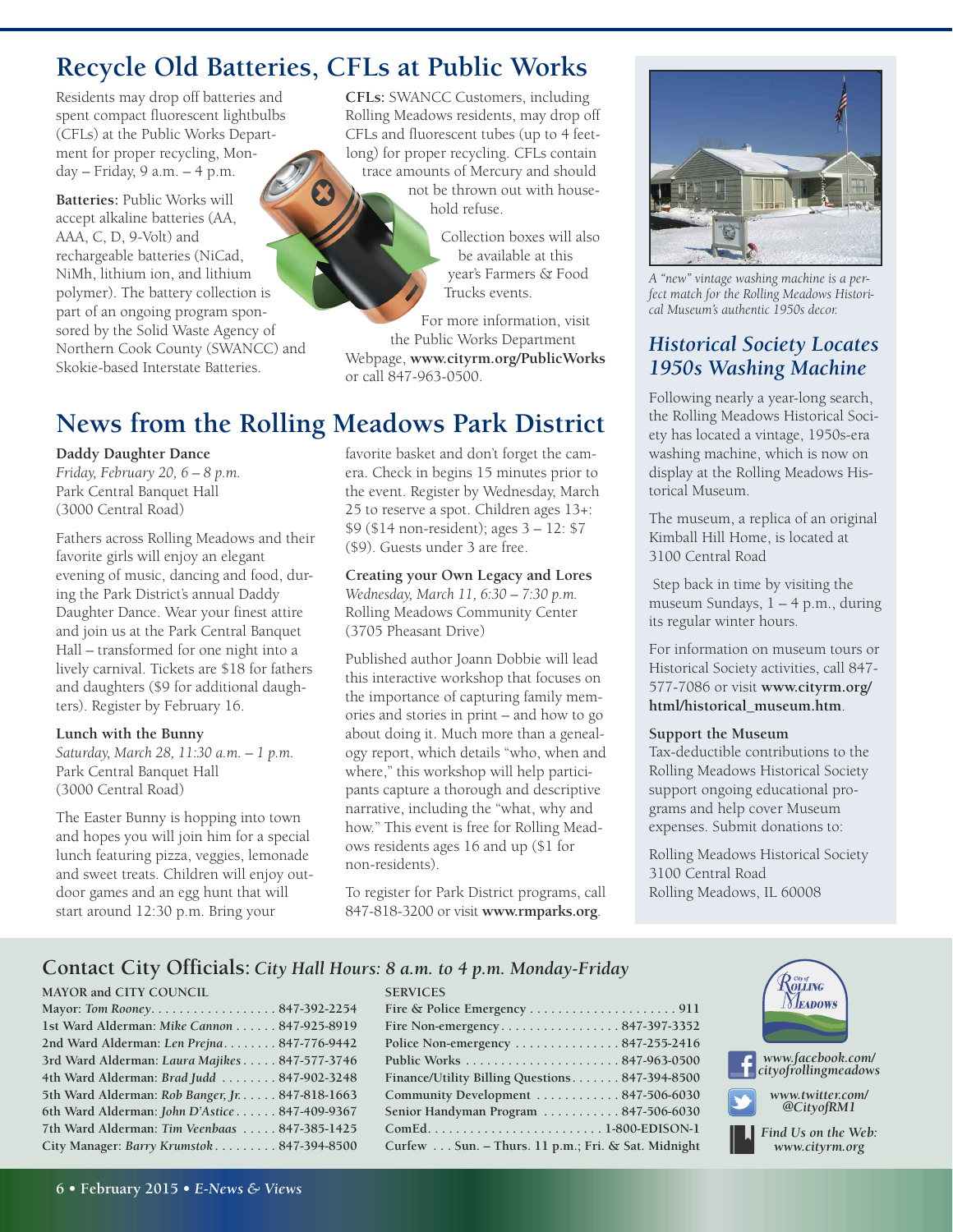# Recycle Old Batteries, CFLs at Public Works

Residents may drop off batteries and spent compact fluorescent lightbulbs (CFLs) at the Public Works Department for proper recycling, Monday – Friday, 9 a.m. – 4 p.m.

**Batteries:** Public Works will accept alkaline batteries (AA, AAA, C, D, 9-Volt) and rechargeable batteries (NiCad, NiMh, lithium ion, and lithium polymer). The battery collection is part of an ongoing program sponsored by the Solid Waste Agency of Northern Cook County (SWANCC) and Skokie-based Interstate Batteries.

**CFLs:** SWANCC Customers, including Rolling Meadows residents, may drop off CFLs and fluorescent tubes (up to 4 feet-long) for proper recycling. CFLs contain trace amounts of Mercury and should not be thrown out with household refuse.

Collection boxes will also be available at this year's Farmers & Food Trucks events.

For more information, visit the Public Works Department Webpage, **www.cityrm.org/PublicWorks** or call 847-963-0500.

# News from the Rolling Meadows Park District

### Daddy Daughter Dance

*Friday, February 20, 6 – 8 p.m.*
Park Central Banquet Hall
(3000 Central Road)

Fathers across Rolling Meadows and their favorite girls will enjoy an elegant evening of music, dancing and food, during the Park District's annual Daddy Daughter Dance. Wear your finest attire and join us at the Park Central Banquet Hall – transformed for one night into a lively carnival. Tickets are $18 for fathers and daughters ($9 for additional daughters). Register by February 16.

### Lunch with the Bunny

*Saturday, March 28, 11:30 a.m. – 1 p.m.*
Park Central Banquet Hall
(3000 Central Road)

The Easter Bunny is hopping into town and hopes you will join him for a special lunch featuring pizza, veggies, lemonade and sweet treats. Children will enjoy outdoor games and an egg hunt that will start around 12:30 p.m. Bring your favorite basket and don't forget the camera. Check in begins 15 minutes prior to the event. Register by Wednesday, March 25 to reserve a spot. Children ages 13+: $9 ($14 non-resident); ages 3 – 12: $7 ($9). Guests under 3 are free.

### Creating your Own Legacy and Lores

*Wednesday, March 11, 6:30 – 7:30 p.m.*
Rolling Meadows Community Center
(3705 Pheasant Drive)

Published author Joann Dobbie will lead this interactive workshop that focuses on the importance of capturing family memories and stories in print – and how to go about doing it. Much more than a genealogy report, which details "who, when and where," this workshop will help participants capture a thorough and descriptive narrative, including the "what, why and how." This event is free for Rolling Meadows residents ages 16 and up ($1 for non-residents).

To register for Park District programs, call 847-818-3200 or visit **www.rmparks.org**.

*A "new" vintage washing machine is a perfect match for the Rolling Meadows Historical Museum's authentic 1950s decor.*

## *Historical Society Locates 1950s Washing Machine*

Following nearly a year-long search, the Rolling Meadows Historical Society has located a vintage, 1950s-era washing machine, which is now on display at the Rolling Meadows Historical Museum.

The museum, a replica of an original Kimball Hill Home, is located at 3100 Central Road

Step back in time by visiting the museum Sundays, 1 – 4 p.m., during its regular winter hours.

For information on museum tours or Historical Society activities, call 847-577-7086 or visit **www.cityrm.org/html/historical_museum.htm**.

### Support the Museum

Tax-deductible contributions to the Rolling Meadows Historical Society support ongoing educational programs and help cover Museum expenses. Submit donations to:

Rolling Meadows Historical Society
3100 Central Road
Rolling Meadows, IL 60008

## Contact City Officials: *City Hall Hours: 8 a.m. to 4 p.m. Monday-Friday*

**MAYOR and CITY COUNCIL**

| | |
|---|---|
| Mayor: *Tom Rooney* | 847-392-2254 |
| 1st Ward Alderman: *Mike Cannon* | 847-925-8919 |
| 2nd Ward Alderman: *Len Prejna* | 847-776-9442 |
| 3rd Ward Alderman: *Laura Majikes* | 847-577-3746 |
| 4th Ward Alderman: *Brad Judd* | 847-902-3248 |
| 5th Ward Alderman: *Rob Banger, Jr.* | 847-818-1663 |
| 6th Ward Alderman: *John D'Astice* | 847-409-9367 |
| 7th Ward Alderman: *Tim Veenbaas* | 847-385-1425 |
| City Manager: *Barry Krumstok* | 847-394-8500 |

**SERVICES**

| | |
|---|---|
| Fire & Police Emergency | 911 |
| Fire Non-emergency | 847-397-3352 |
| Police Non-emergency | 847-255-2416 |
| Public Works | 847-963-0500 |
| Finance/Utility Billing Questions | 847-394-8500 |
| Community Development | 847-506-6030 |
| Senior Handyman Program | 847-506-6030 |
| ComEd | 1-800-EDISON-1 |
| Curfew | Sun. – Thurs. 11 p.m.; Fri. & Sat. Midnight |

City of Rolling Meadows

www.facebook.com/cityofrollingmeadows

www.twitter.com/@CityofRM1

*Find Us on the Web: www.cityrm.org*